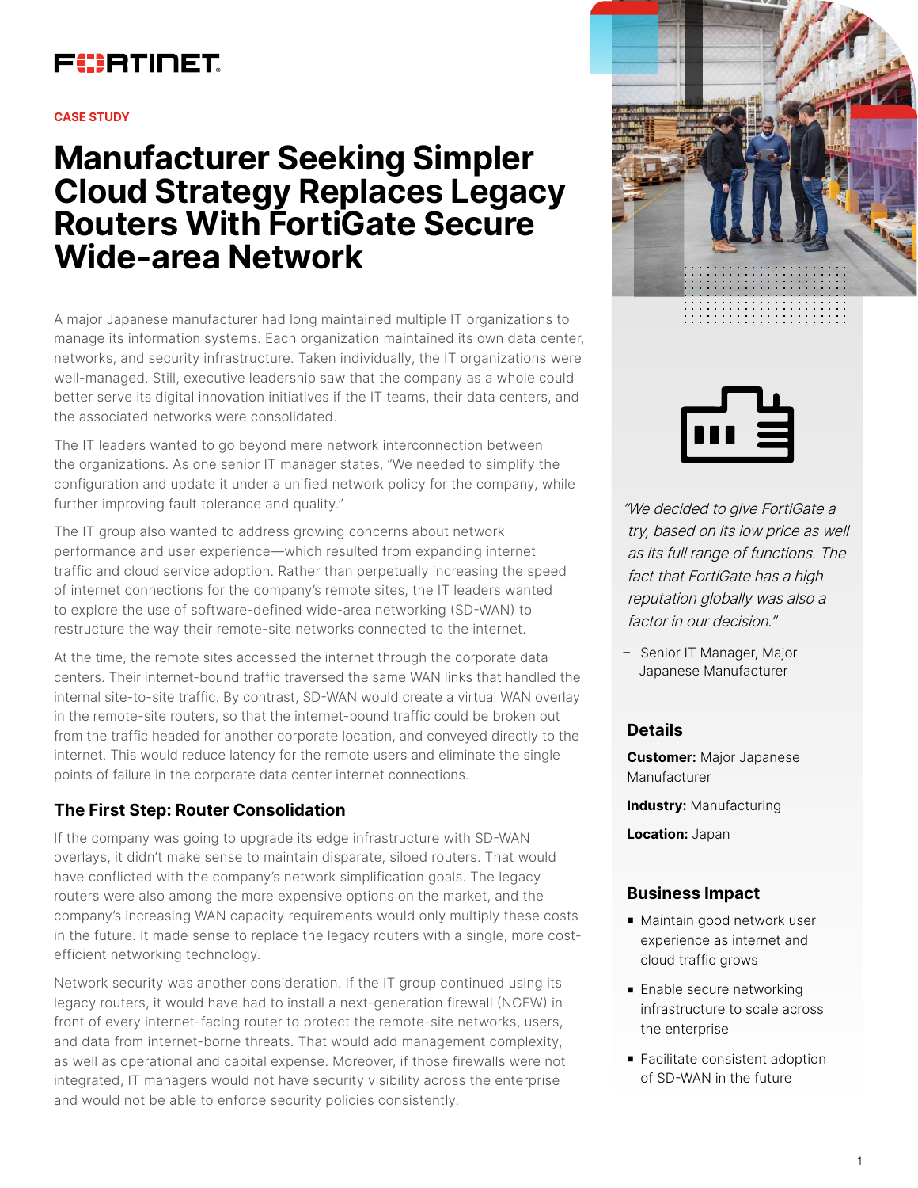FORTINET

CASE STUDY

# Manufacturer Seeking Simpler Cloud Strategy Replaces Legacy Routers With FortiGate Secure Wide-area Network

A major Japanese manufacturer had long maintained multiple IT organizations to manage its information systems. Each organization maintained its own data center, networks, and security infrastructure. Taken individually, the IT organizations were well-managed. Still, executive leadership saw that the company as a whole could better serve its digital innovation initiatives if the IT teams, their data centers, and the associated networks were consolidated.

The IT leaders wanted to go beyond mere network interconnection between the organizations. As one senior IT manager states, "We needed to simplify the configuration and update it under a unified network policy for the company, while further improving fault tolerance and quality."

The IT group also wanted to address growing concerns about network performance and user experience—which resulted from expanding internet traffic and cloud service adoption. Rather than perpetually increasing the speed of internet connections for the company's remote sites, the IT leaders wanted to explore the use of software-defined wide-area networking (SD-WAN) to restructure the way their remote-site networks connected to the internet.

At the time, the remote sites accessed the internet through the corporate data centers. Their internet-bound traffic traversed the same WAN links that handled the internal site-to-site traffic. By contrast, SD-WAN would create a virtual WAN overlay in the remote-site routers, so that the internet-bound traffic could be broken out from the traffic headed for another corporate location, and conveyed directly to the internet. This would reduce latency for the remote users and eliminate the single points of failure in the corporate data center internet connections.

## The First Step: Router Consolidation

If the company was going to upgrade its edge infrastructure with SD-WAN overlays, it didn't make sense to maintain disparate, siloed routers. That would have conflicted with the company's network simplification goals. The legacy routers were also among the more expensive options on the market, and the company's increasing WAN capacity requirements would only multiply these costs in the future. It made sense to replace the legacy routers with a single, more cost-efficient networking technology.

Network security was another consideration. If the IT group continued using its legacy routers, it would have had to install a next-generation firewall (NGFW) in front of every internet-facing router to protect the remote-site networks, users, and data from internet-borne threats. That would add management complexity, as well as operational and capital expense. Moreover, if those firewalls were not integrated, IT managers would not have security visibility across the enterprise and would not be able to enforce security policies consistently.

*"We decided to give FortiGate a try, based on its low price as well as its full range of functions. The fact that FortiGate has a high reputation globally was also a factor in our decision."*

– Senior IT Manager, Major Japanese Manufacturer

### Details

**Customer:** Major Japanese Manufacturer

**Industry:** Manufacturing

**Location:** Japan

### Business Impact

- Maintain good network user experience as internet and cloud traffic grows
- Enable secure networking infrastructure to scale across the enterprise
- Facilitate consistent adoption of SD-WAN in the future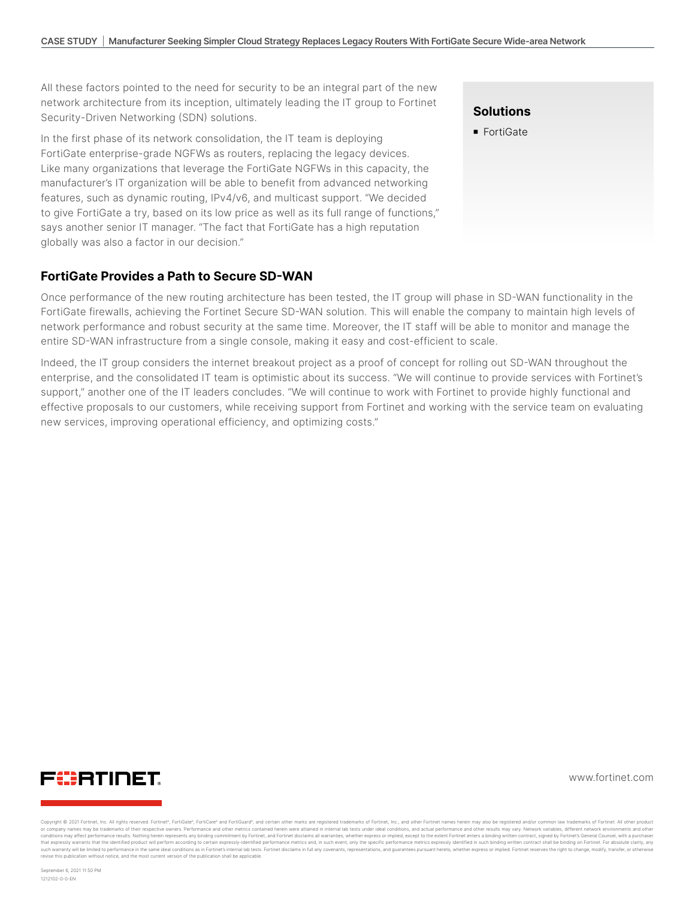All these factors pointed to the need for security to be an integral part of the new network architecture from its inception, ultimately leading the IT group to Fortinet Security-Driven Networking (SDN) solutions.

In the first phase of its network consolidation, the IT team is deploying FortiGate enterprise-grade NGFWs as routers, replacing the legacy devices. Like many organizations that leverage the FortiGate NGFWs in this capacity, the manufacturer's IT organization will be able to benefit from advanced networking features, such as dynamic routing, IPv4/v6, and multicast support. "We decided to give FortiGate a try, based on its low price as well as its full range of functions," says another senior IT manager. "The fact that FortiGate has a high reputation globally was also a factor in our decision."

### Solutions

- FortiGate

## FortiGate Provides a Path to Secure SD-WAN

Once performance of the new routing architecture has been tested, the IT group will phase in SD-WAN functionality in the FortiGate firewalls, achieving the Fortinet Secure SD-WAN solution. This will enable the company to maintain high levels of network performance and robust security at the same time. Moreover, the IT staff will be able to monitor and manage the entire SD-WAN infrastructure from a single console, making it easy and cost-efficient to scale.

Indeed, the IT group considers the internet breakout project as a proof of concept for rolling out SD-WAN throughout the enterprise, and the consolidated IT team is optimistic about its success. "We will continue to provide services with Fortinet's support," another one of the IT leaders concludes. "We will continue to work with Fortinet to provide highly functional and effective proposals to our customers, while receiving support from Fortinet and working with the service team on evaluating new services, improving operational efficiency, and optimizing costs."

www.fortinet.com

Copyright © 2021 Fortinet, Inc. All rights reserved. Fortinet®, FortiGate®, FortiCare® and FortiGuard®, and certain other marks are registered trademarks of Fortinet, Inc., and other Fortinet names herein may also be registered and/or common law trademarks of Fortinet. All other product or company names may be trademarks of their respective owners. Performance and other metrics contained herein were attained in internal lab tests under ideal conditions, and actual performance and other results may vary. Network variables, different network environments and other conditions may affect performance results. Nothing herein represents any binding commitment by Fortinet, and Fortinet disclaims all warranties, whether express or implied, except to the extent Fortinet enters a binding written contract, signed by Fortinet's General Counsel, with a purchaser that expressly warrants that the identified product will perform according to certain expressly-identified performance metrics and, in such event, only the specific performance metrics expressly identified in such binding written contract shall be binding on Fortinet. For absolute clarity, any such warranty will be limited to performance in the same ideal conditions as in Fortinet's internal lab tests. Fortinet disclaims in full any covenants, representations, and guarantees pursuant hereto, whether express or implied. Fortinet reserves the right to change, modify, transfer, or otherwise revise this publication without notice, and the most current version of the publication shall be applicable.

September 6, 2021 11:50 PM
1212102-0-0-EN